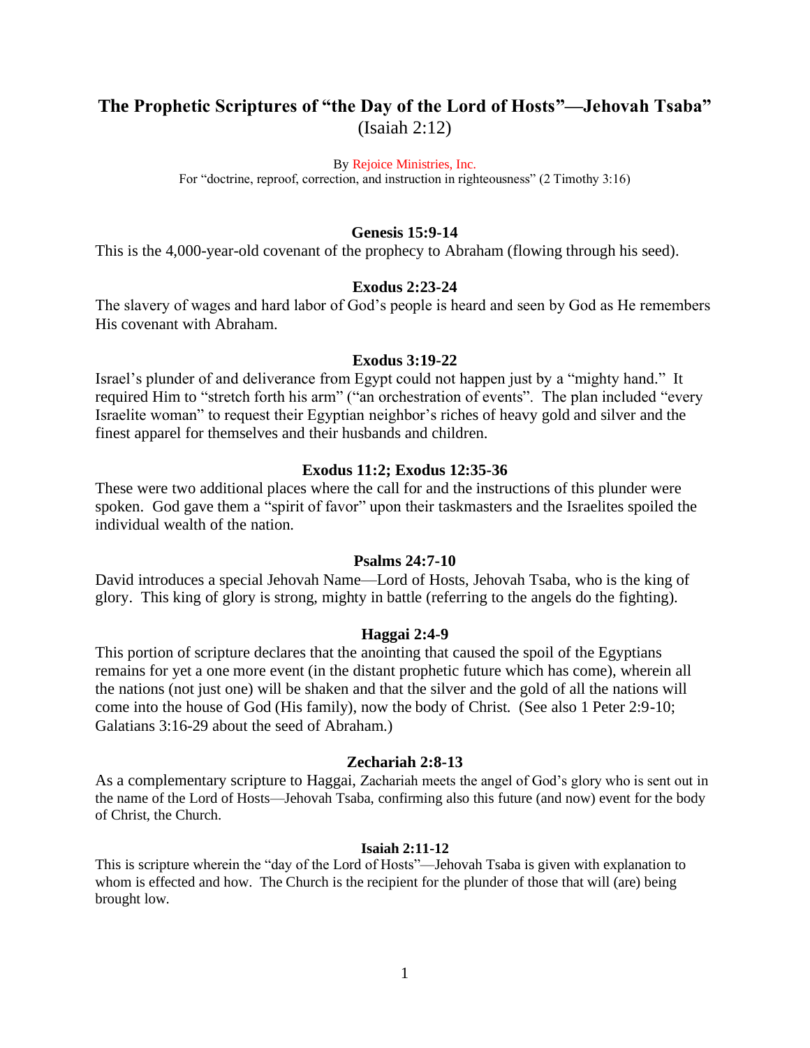# The Prophetic Scriptures of "the Day of the Lord of Hosts"—Jehovah Tsaba"
(Isaiah 2:12)

By Rejoice Ministries, Inc.
For "doctrine, reproof, correction, and instruction in righteousness" (2 Timothy 3:16)

### Genesis 15:9-14

This is the 4,000-year-old covenant of the prophecy to Abraham (flowing through his seed).

### Exodus 2:23-24

The slavery of wages and hard labor of God's people is heard and seen by God as He remembers His covenant with Abraham.

### Exodus 3:19-22

Israel's plunder of and deliverance from Egypt could not happen just by a "mighty hand." It required Him to "stretch forth his arm" ("an orchestration of events". The plan included "every Israelite woman" to request their Egyptian neighbor's riches of heavy gold and silver and the finest apparel for themselves and their husbands and children.

### Exodus 11:2; Exodus 12:35-36

These were two additional places where the call for and the instructions of this plunder were spoken. God gave them a "spirit of favor" upon their taskmasters and the Israelites spoiled the individual wealth of the nation.

### Psalms 24:7-10

David introduces a special Jehovah Name—Lord of Hosts, Jehovah Tsaba, who is the king of glory. This king of glory is strong, mighty in battle (referring to the angels do the fighting).

### Haggai 2:4-9

This portion of scripture declares that the anointing that caused the spoil of the Egyptians remains for yet a one more event (in the distant prophetic future which has come), wherein all the nations (not just one) will be shaken and that the silver and the gold of all the nations will come into the house of God (His family), now the body of Christ. (See also 1 Peter 2:9-10; Galatians 3:16-29 about the seed of Abraham.)

### Zechariah 2:8-13

As a complementary scripture to Haggai, Zachariah meets the angel of God's glory who is sent out in the name of the Lord of Hosts—Jehovah Tsaba, confirming also this future (and now) event for the body of Christ, the Church.

### Isaiah 2:11-12

This is scripture wherein the "day of the Lord of Hosts"—Jehovah Tsaba is given with explanation to whom is effected and how. The Church is the recipient for the plunder of those that will (are) being brought low.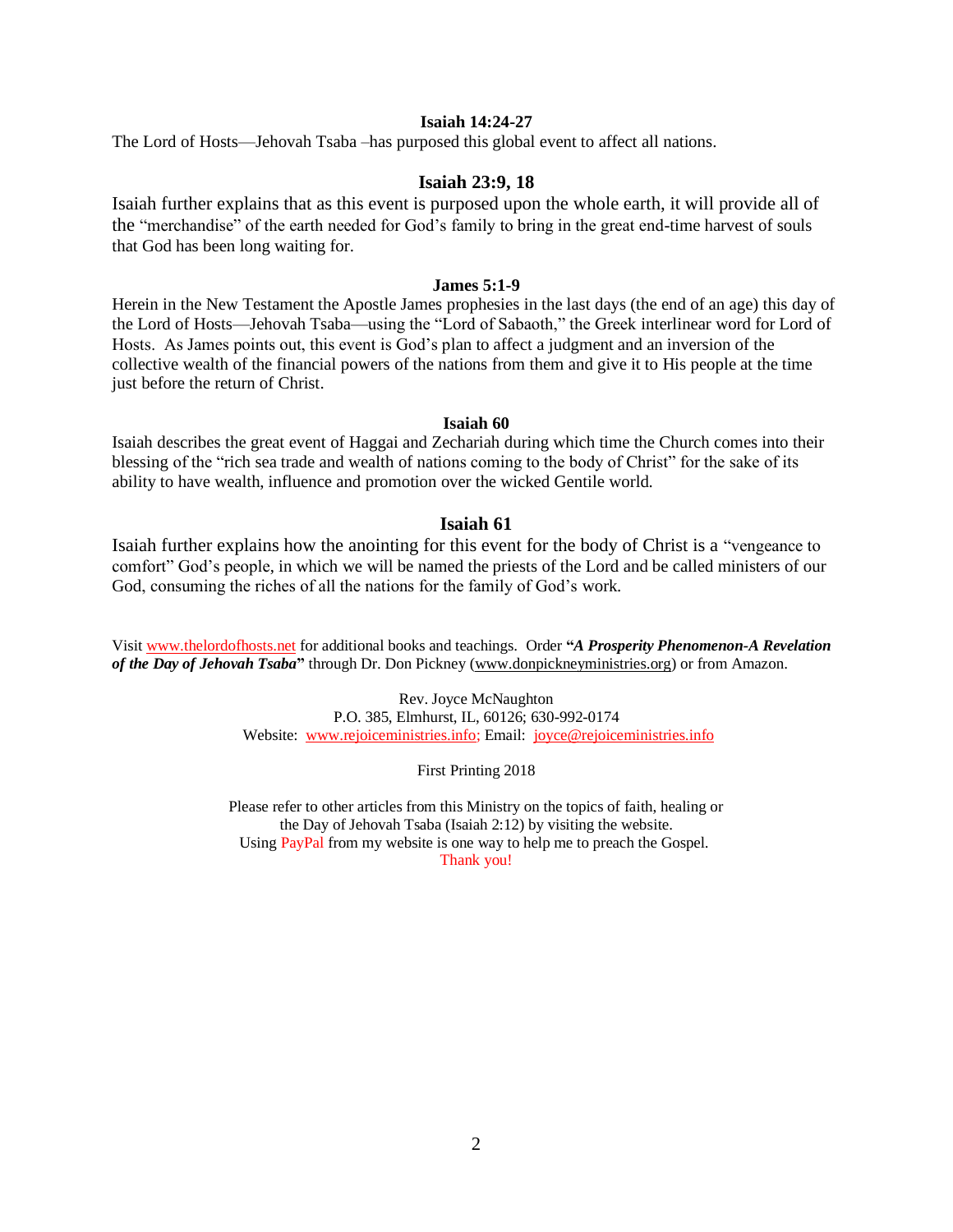**Isaiah 14:24-27**

The Lord of Hosts—Jehovah Tsaba –has purposed this global event to affect all nations.

**Isaiah 23:9, 18**

Isaiah further explains that as this event is purposed upon the whole earth, it will provide all of the "merchandise" of the earth needed for God's family to bring in the great end-time harvest of souls that God has been long waiting for.

**James 5:1-9**

Herein in the New Testament the Apostle James prophesies in the last days (the end of an age) this day of the Lord of Hosts—Jehovah Tsaba—using the "Lord of Sabaoth," the Greek interlinear word for Lord of Hosts. As James points out, this event is God's plan to affect a judgment and an inversion of the collective wealth of the financial powers of the nations from them and give it to His people at the time just before the return of Christ.

**Isaiah 60**

Isaiah describes the great event of Haggai and Zechariah during which time the Church comes into their blessing of the "rich sea trade and wealth of nations coming to the body of Christ" for the sake of its ability to have wealth, influence and promotion over the wicked Gentile world.

**Isaiah 61**

Isaiah further explains how the anointing for this event for the body of Christ is a "vengeance to comfort" God's people, in which we will be named the priests of the Lord and be called ministers of our God, consuming the riches of all the nations for the family of God's work.

Visit www.thelordofhosts.net for additional books and teachings. Order **"*A Prosperity Phenomenon-A Revelation of the Day of Jehovah Tsaba*"** through Dr. Don Pickney (www.donpickneyministries.org) or from Amazon.

Rev. Joyce McNaughton
P.O. 385, Elmhurst, IL, 60126; 630-992-0174
Website: www.rejoiceministries.info; Email: joyce@rejoiceministries.info

First Printing 2018

Please refer to other articles from this Ministry on the topics of faith, healing or the Day of Jehovah Tsaba (Isaiah 2:12) by visiting the website.
Using PayPal from my website is one way to help me to preach the Gospel.
Thank you!